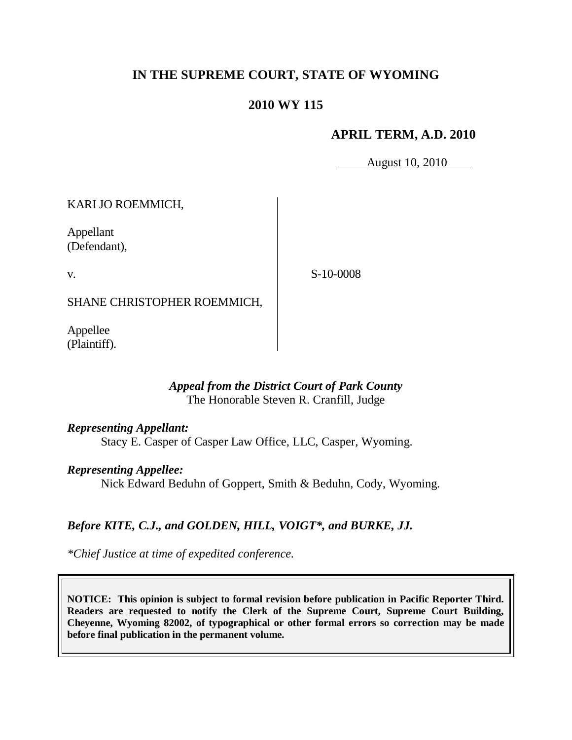# IN THE SUPREME COURT, STATE OF WYOMING

## 2010 WY 115

### APRIL TERM, A.D. 2010

August 10, 2010

KARI JO ROEMMICH,

Appellant
(Defendant),

v.

S-10-0008

SHANE CHRISTOPHER ROEMMICH,

Appellee
(Plaintiff).

*Appeal from the District Court of Park County*
The Honorable Steven R. Cranfill, Judge

***Representing Appellant:***

Stacy E. Casper of Casper Law Office, LLC, Casper, Wyoming.

***Representing Appellee:***

Nick Edward Beduhn of Goppert, Smith & Beduhn, Cody, Wyoming.

***Before KITE, C.J., and GOLDEN, HILL, VOIGT\*, and BURKE, JJ.***

*\*Chief Justice at time of expedited conference.*

**NOTICE: This opinion is subject to formal revision before publication in Pacific Reporter Third. Readers are requested to notify the Clerk of the Supreme Court, Supreme Court Building, Cheyenne, Wyoming 82002, of typographical or other formal errors so correction may be made before final publication in the permanent volume.**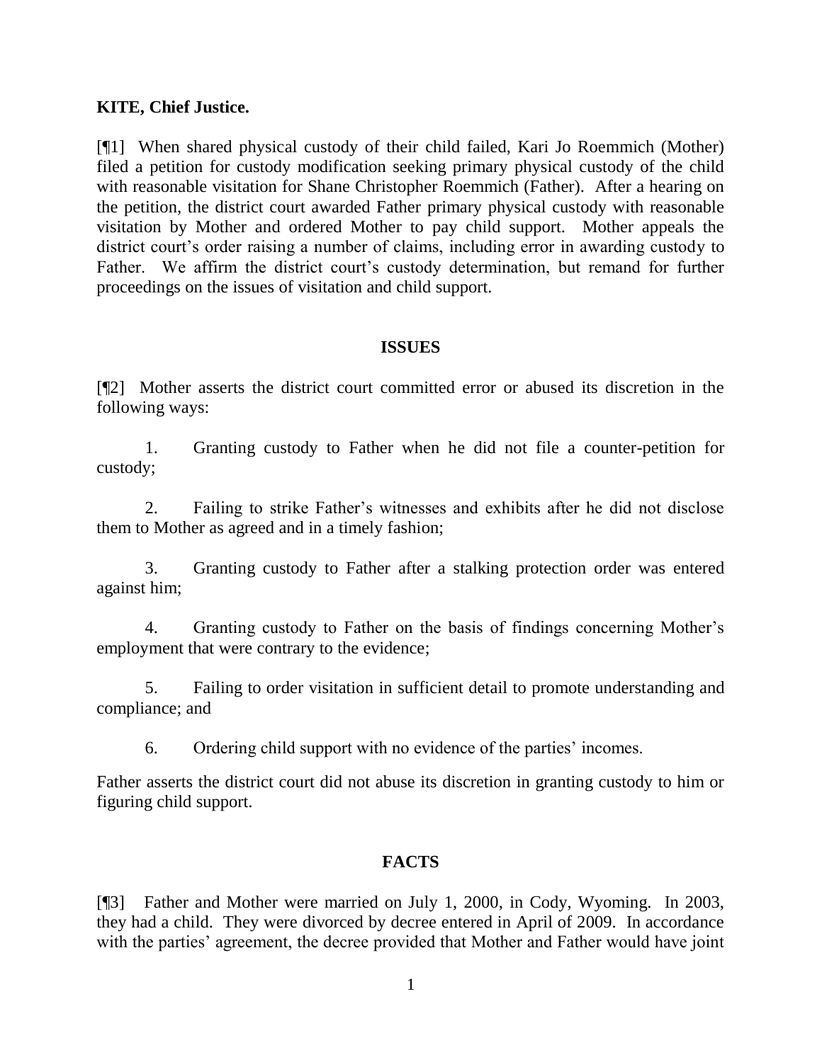**KITE, Chief Justice.**

[¶1] When shared physical custody of their child failed, Kari Jo Roemmich (Mother) filed a petition for custody modification seeking primary physical custody of the child with reasonable visitation for Shane Christopher Roemmich (Father). After a hearing on the petition, the district court awarded Father primary physical custody with reasonable visitation by Mother and ordered Mother to pay child support. Mother appeals the district court's order raising a number of claims, including error in awarding custody to Father. We affirm the district court's custody determination, but remand for further proceedings on the issues of visitation and child support.

## ISSUES

[¶2] Mother asserts the district court committed error or abused its discretion in the following ways:

1. Granting custody to Father when he did not file a counter-petition for custody;

2. Failing to strike Father's witnesses and exhibits after he did not disclose them to Mother as agreed and in a timely fashion;

3. Granting custody to Father after a stalking protection order was entered against him;

4. Granting custody to Father on the basis of findings concerning Mother's employment that were contrary to the evidence;

5. Failing to order visitation in sufficient detail to promote understanding and compliance; and

6. Ordering child support with no evidence of the parties' incomes.

Father asserts the district court did not abuse its discretion in granting custody to him or figuring child support.

## FACTS

[¶3] Father and Mother were married on July 1, 2000, in Cody, Wyoming. In 2003, they had a child. They were divorced by decree entered in April of 2009. In accordance with the parties' agreement, the decree provided that Mother and Father would have joint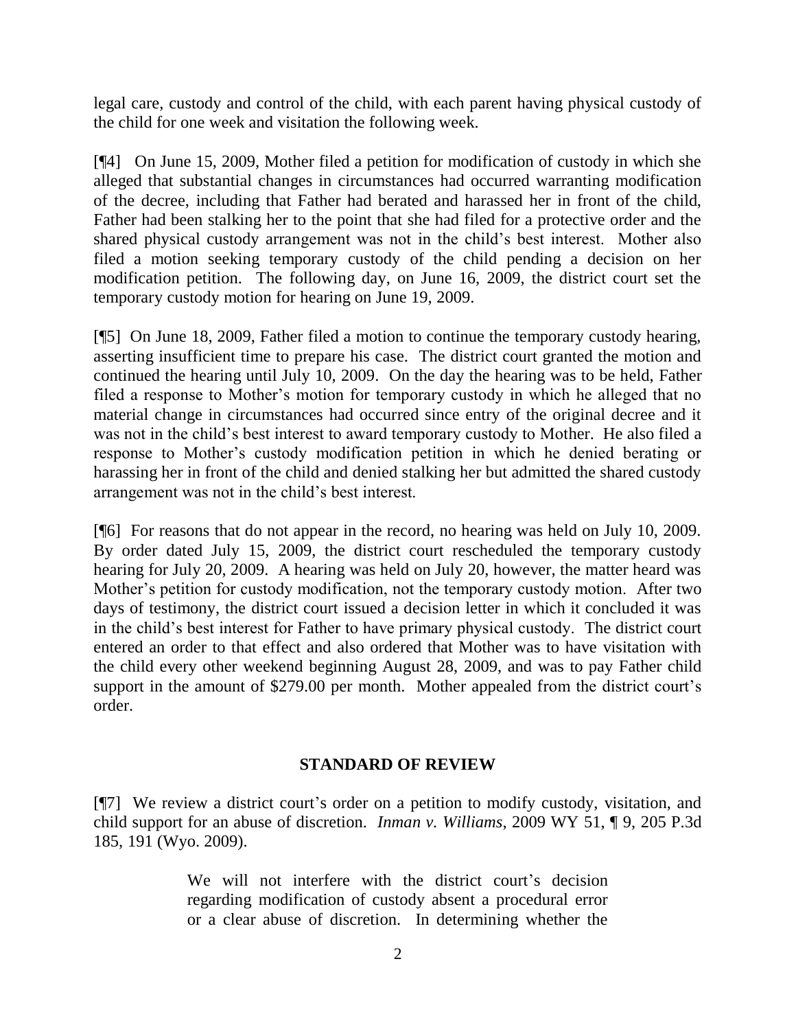legal care, custody and control of the child, with each parent having physical custody of the child for one week and visitation the following week.

[¶4] On June 15, 2009, Mother filed a petition for modification of custody in which she alleged that substantial changes in circumstances had occurred warranting modification of the decree, including that Father had berated and harassed her in front of the child, Father had been stalking her to the point that she had filed for a protective order and the shared physical custody arrangement was not in the child's best interest. Mother also filed a motion seeking temporary custody of the child pending a decision on her modification petition. The following day, on June 16, 2009, the district court set the temporary custody motion for hearing on June 19, 2009.

[¶5] On June 18, 2009, Father filed a motion to continue the temporary custody hearing, asserting insufficient time to prepare his case. The district court granted the motion and continued the hearing until July 10, 2009. On the day the hearing was to be held, Father filed a response to Mother's motion for temporary custody in which he alleged that no material change in circumstances had occurred since entry of the original decree and it was not in the child's best interest to award temporary custody to Mother. He also filed a response to Mother's custody modification petition in which he denied berating or harassing her in front of the child and denied stalking her but admitted the shared custody arrangement was not in the child's best interest.

[¶6] For reasons that do not appear in the record, no hearing was held on July 10, 2009. By order dated July 15, 2009, the district court rescheduled the temporary custody hearing for July 20, 2009. A hearing was held on July 20, however, the matter heard was Mother's petition for custody modification, not the temporary custody motion. After two days of testimony, the district court issued a decision letter in which it concluded it was in the child's best interest for Father to have primary physical custody. The district court entered an order to that effect and also ordered that Mother was to have visitation with the child every other weekend beginning August 28, 2009, and was to pay Father child support in the amount of $279.00 per month. Mother appealed from the district court's order.

## STANDARD OF REVIEW

[¶7] We review a district court's order on a petition to modify custody, visitation, and child support for an abuse of discretion. *Inman v. Williams*, 2009 WY 51, ¶ 9, 205 P.3d 185, 191 (Wyo. 2009).

> We will not interfere with the district court's decision regarding modification of custody absent a procedural error or a clear abuse of discretion. In determining whether the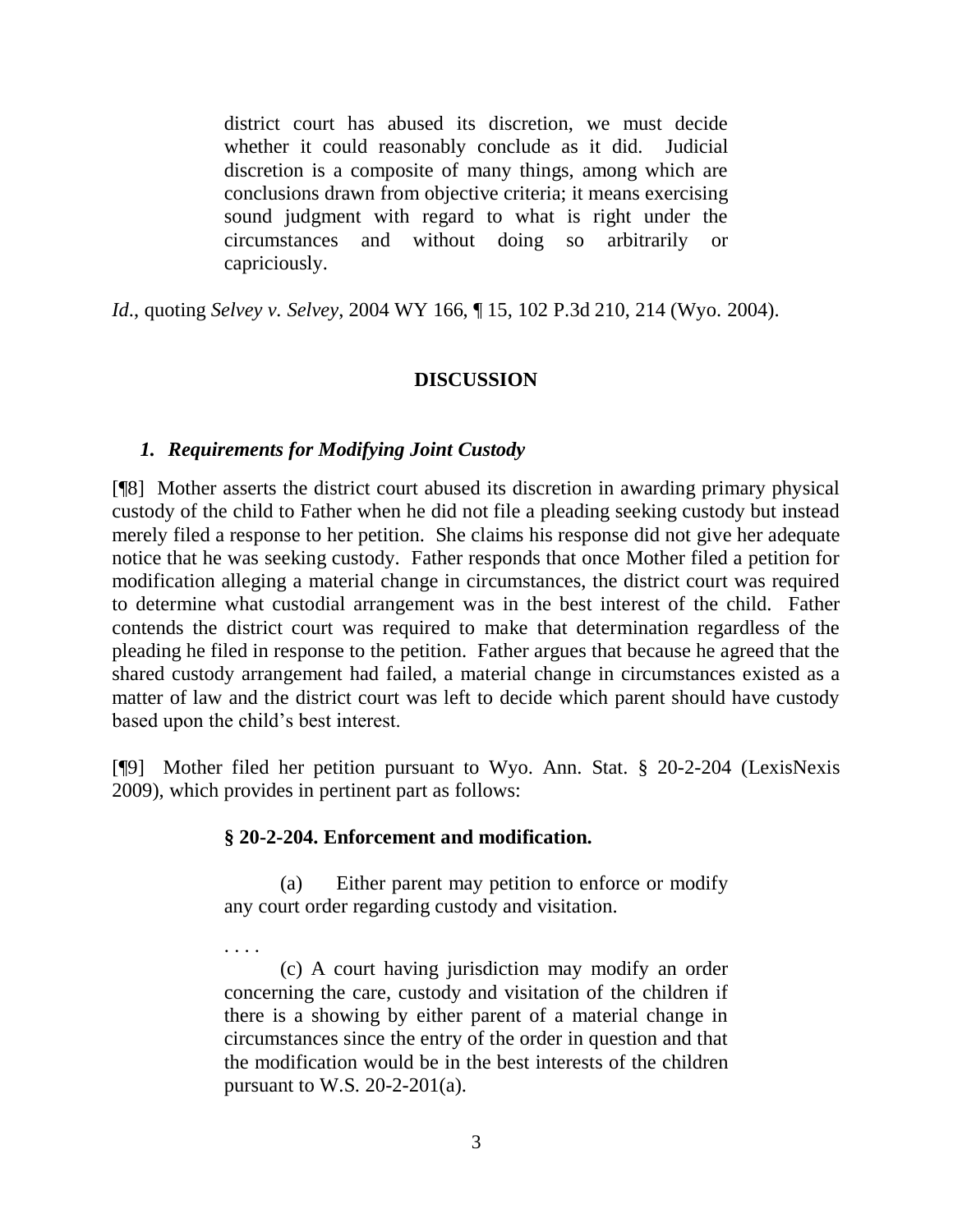> district court has abused its discretion, we must decide whether it could reasonably conclude as it did. Judicial discretion is a composite of many things, among which are conclusions drawn from objective criteria; it means exercising sound judgment with regard to what is right under the circumstances and without doing so arbitrarily or capriciously.

*Id*., quoting *Selvey v. Selvey*, 2004 WY 166, ¶ 15, 102 P.3d 210, 214 (Wyo. 2004).

## DISCUSSION

### *1. Requirements for Modifying Joint Custody*

[¶8] Mother asserts the district court abused its discretion in awarding primary physical custody of the child to Father when he did not file a pleading seeking custody but instead merely filed a response to her petition. She claims his response did not give her adequate notice that he was seeking custody. Father responds that once Mother filed a petition for modification alleging a material change in circumstances, the district court was required to determine what custodial arrangement was in the best interest of the child. Father contends the district court was required to make that determination regardless of the pleading he filed in response to the petition. Father argues that because he agreed that the shared custody arrangement had failed, a material change in circumstances existed as a matter of law and the district court was left to decide which parent should have custody based upon the child's best interest.

[¶9] Mother filed her petition pursuant to Wyo. Ann. Stat. § 20-2-204 (LexisNexis 2009), which provides in pertinent part as follows:

> **§ 20-2-204. Enforcement and modification.**
>
> (a) Either parent may petition to enforce or modify any court order regarding custody and visitation.
>
> . . . .
>
> (c) A court having jurisdiction may modify an order concerning the care, custody and visitation of the children if there is a showing by either parent of a material change in circumstances since the entry of the order in question and that the modification would be in the best interests of the children pursuant to W.S. 20-2-201(a).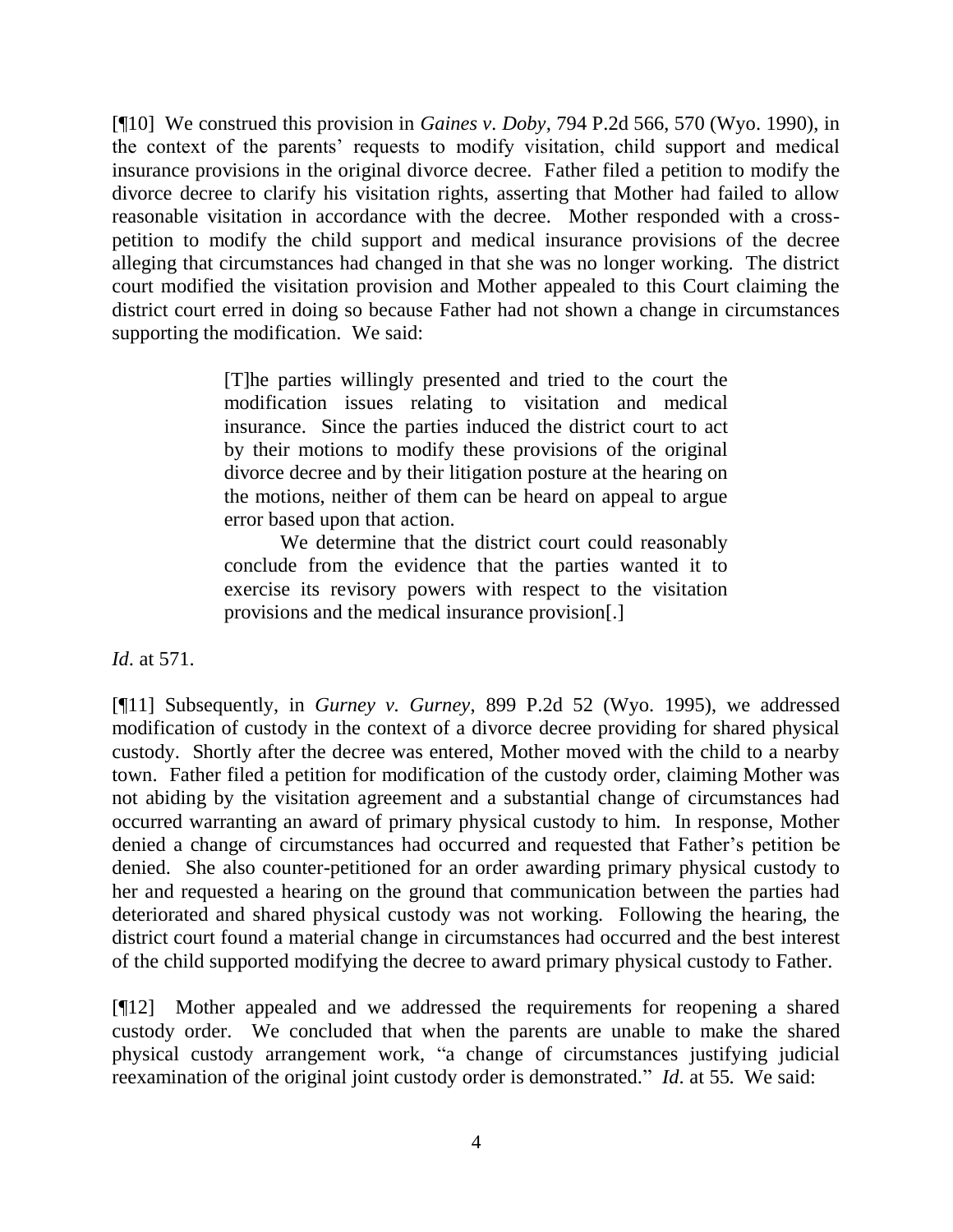[¶10] We construed this provision in *Gaines v. Doby*, 794 P.2d 566, 570 (Wyo. 1990), in the context of the parents' requests to modify visitation, child support and medical insurance provisions in the original divorce decree. Father filed a petition to modify the divorce decree to clarify his visitation rights, asserting that Mother had failed to allow reasonable visitation in accordance with the decree. Mother responded with a cross-petition to modify the child support and medical insurance provisions of the decree alleging that circumstances had changed in that she was no longer working. The district court modified the visitation provision and Mother appealed to this Court claiming the district court erred in doing so because Father had not shown a change in circumstances supporting the modification. We said:

> [T]he parties willingly presented and tried to the court the modification issues relating to visitation and medical insurance. Since the parties induced the district court to act by their motions to modify these provisions of the original divorce decree and by their litigation posture at the hearing on the motions, neither of them can be heard on appeal to argue error based upon that action.
>
> We determine that the district court could reasonably conclude from the evidence that the parties wanted it to exercise its revisory powers with respect to the visitation provisions and the medical insurance provision[.]

*Id.* at 571.

[¶11] Subsequently, in *Gurney v. Gurney*, 899 P.2d 52 (Wyo. 1995), we addressed modification of custody in the context of a divorce decree providing for shared physical custody. Shortly after the decree was entered, Mother moved with the child to a nearby town. Father filed a petition for modification of the custody order, claiming Mother was not abiding by the visitation agreement and a substantial change of circumstances had occurred warranting an award of primary physical custody to him. In response, Mother denied a change of circumstances had occurred and requested that Father's petition be denied. She also counter-petitioned for an order awarding primary physical custody to her and requested a hearing on the ground that communication between the parties had deteriorated and shared physical custody was not working. Following the hearing, the district court found a material change in circumstances had occurred and the best interest of the child supported modifying the decree to award primary physical custody to Father.

[¶12] Mother appealed and we addressed the requirements for reopening a shared custody order. We concluded that when the parents are unable to make the shared physical custody arrangement work, "a change of circumstances justifying judicial reexamination of the original joint custody order is demonstrated." *Id.* at 55. We said: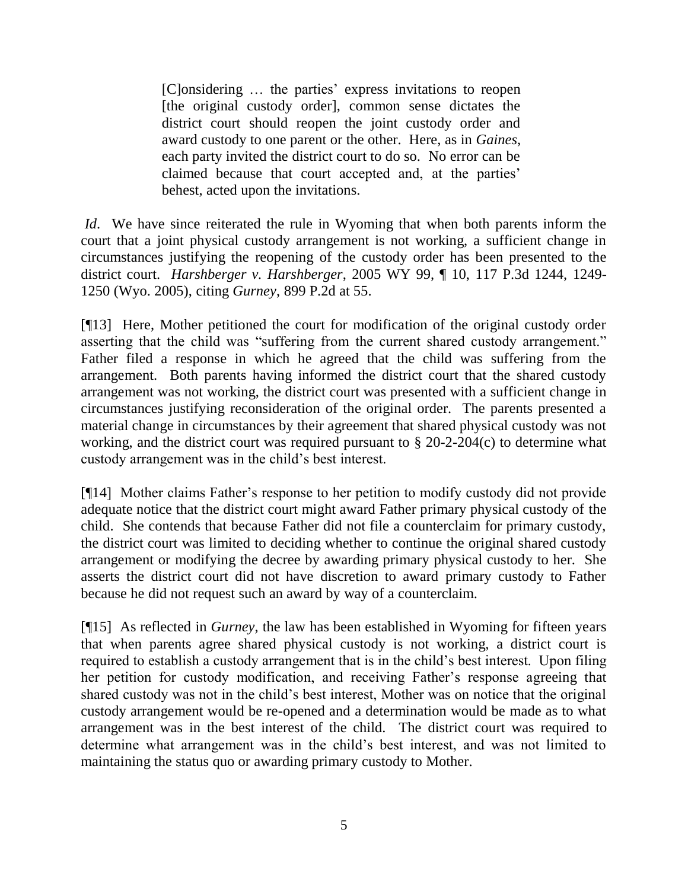> [C]onsidering … the parties' express invitations to reopen [the original custody order], common sense dictates the district court should reopen the joint custody order and award custody to one parent or the other. Here, as in *Gaines*, each party invited the district court to do so. No error can be claimed because that court accepted and, at the parties' behest, acted upon the invitations.

*Id*. We have since reiterated the rule in Wyoming that when both parents inform the court that a joint physical custody arrangement is not working, a sufficient change in circumstances justifying the reopening of the custody order has been presented to the district court. *Harshberger v. Harshberger*, 2005 WY 99, ¶ 10, 117 P.3d 1244, 1249-1250 (Wyo. 2005), citing *Gurney*, 899 P.2d at 55.

[¶13] Here, Mother petitioned the court for modification of the original custody order asserting that the child was "suffering from the current shared custody arrangement." Father filed a response in which he agreed that the child was suffering from the arrangement. Both parents having informed the district court that the shared custody arrangement was not working, the district court was presented with a sufficient change in circumstances justifying reconsideration of the original order. The parents presented a material change in circumstances by their agreement that shared physical custody was not working, and the district court was required pursuant to § 20-2-204(c) to determine what custody arrangement was in the child's best interest.

[¶14] Mother claims Father's response to her petition to modify custody did not provide adequate notice that the district court might award Father primary physical custody of the child. She contends that because Father did not file a counterclaim for primary custody, the district court was limited to deciding whether to continue the original shared custody arrangement or modifying the decree by awarding primary physical custody to her. She asserts the district court did not have discretion to award primary custody to Father because he did not request such an award by way of a counterclaim.

[¶15] As reflected in *Gurney*, the law has been established in Wyoming for fifteen years that when parents agree shared physical custody is not working, a district court is required to establish a custody arrangement that is in the child's best interest. Upon filing her petition for custody modification, and receiving Father's response agreeing that shared custody was not in the child's best interest, Mother was on notice that the original custody arrangement would be re-opened and a determination would be made as to what arrangement was in the best interest of the child. The district court was required to determine what arrangement was in the child's best interest, and was not limited to maintaining the status quo or awarding primary custody to Mother.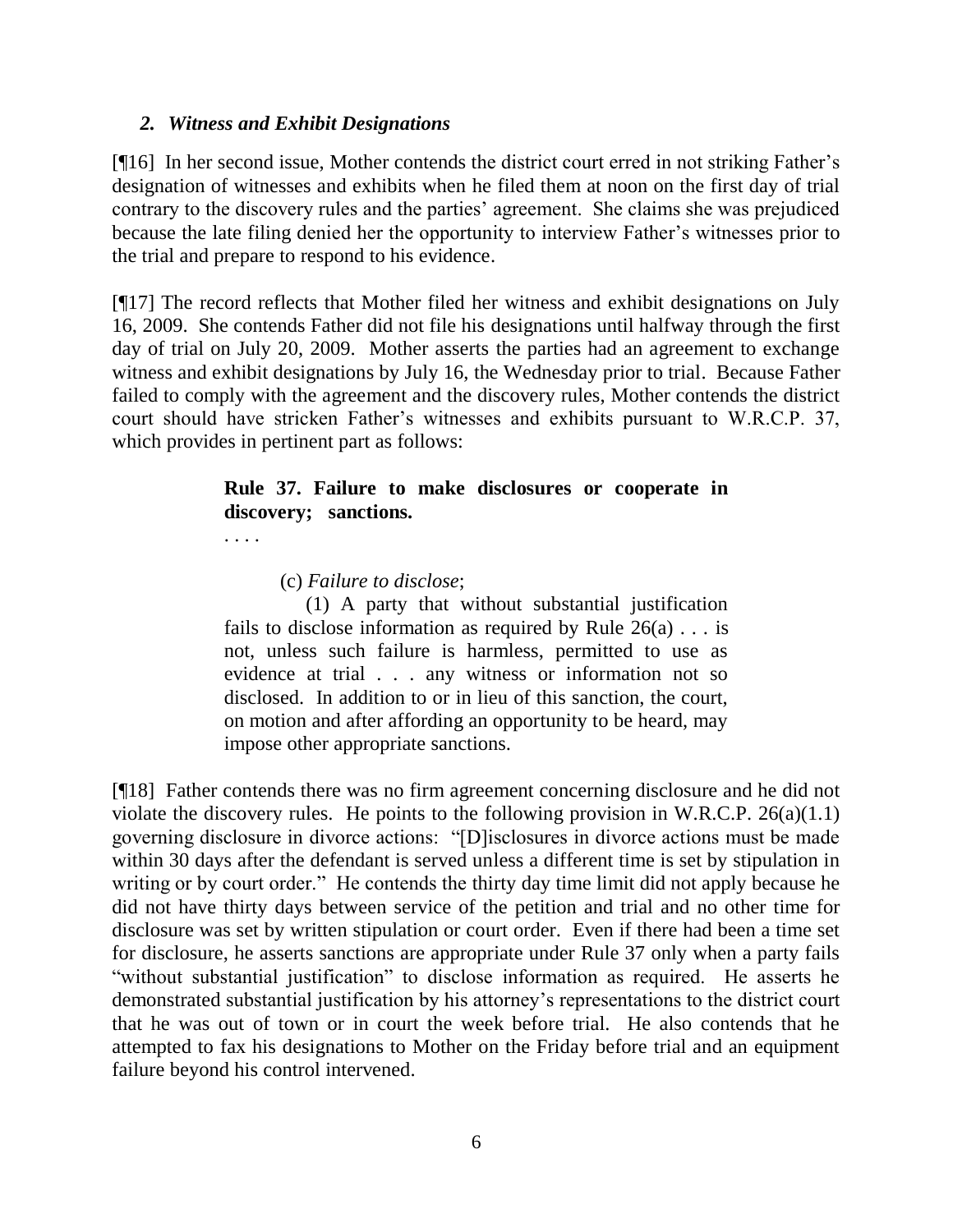### *2. Witness and Exhibit Designations*

[¶16] In her second issue, Mother contends the district court erred in not striking Father's designation of witnesses and exhibits when he filed them at noon on the first day of trial contrary to the discovery rules and the parties' agreement. She claims she was prejudiced because the late filing denied her the opportunity to interview Father's witnesses prior to the trial and prepare to respond to his evidence.

[¶17] The record reflects that Mother filed her witness and exhibit designations on July 16, 2009. She contends Father did not file his designations until halfway through the first day of trial on July 20, 2009. Mother asserts the parties had an agreement to exchange witness and exhibit designations by July 16, the Wednesday prior to trial. Because Father failed to comply with the agreement and the discovery rules, Mother contends the district court should have stricken Father's witnesses and exhibits pursuant to W.R.C.P. 37, which provides in pertinent part as follows:

> **Rule 37. Failure to make disclosures or cooperate in discovery; sanctions.**
>
> . . . .
>
> (c) *Failure to disclose*;
>
> (1) A party that without substantial justification fails to disclose information as required by Rule 26(a) . . . is not, unless such failure is harmless, permitted to use as evidence at trial . . . any witness or information not so disclosed. In addition to or in lieu of this sanction, the court, on motion and after affording an opportunity to be heard, may impose other appropriate sanctions.

[¶18] Father contends there was no firm agreement concerning disclosure and he did not violate the discovery rules. He points to the following provision in W.R.C.P. 26(a)(1.1) governing disclosure in divorce actions: "[D]isclosures in divorce actions must be made within 30 days after the defendant is served unless a different time is set by stipulation in writing or by court order." He contends the thirty day time limit did not apply because he did not have thirty days between service of the petition and trial and no other time for disclosure was set by written stipulation or court order. Even if there had been a time set for disclosure, he asserts sanctions are appropriate under Rule 37 only when a party fails "without substantial justification" to disclose information as required. He asserts he demonstrated substantial justification by his attorney's representations to the district court that he was out of town or in court the week before trial. He also contends that he attempted to fax his designations to Mother on the Friday before trial and an equipment failure beyond his control intervened.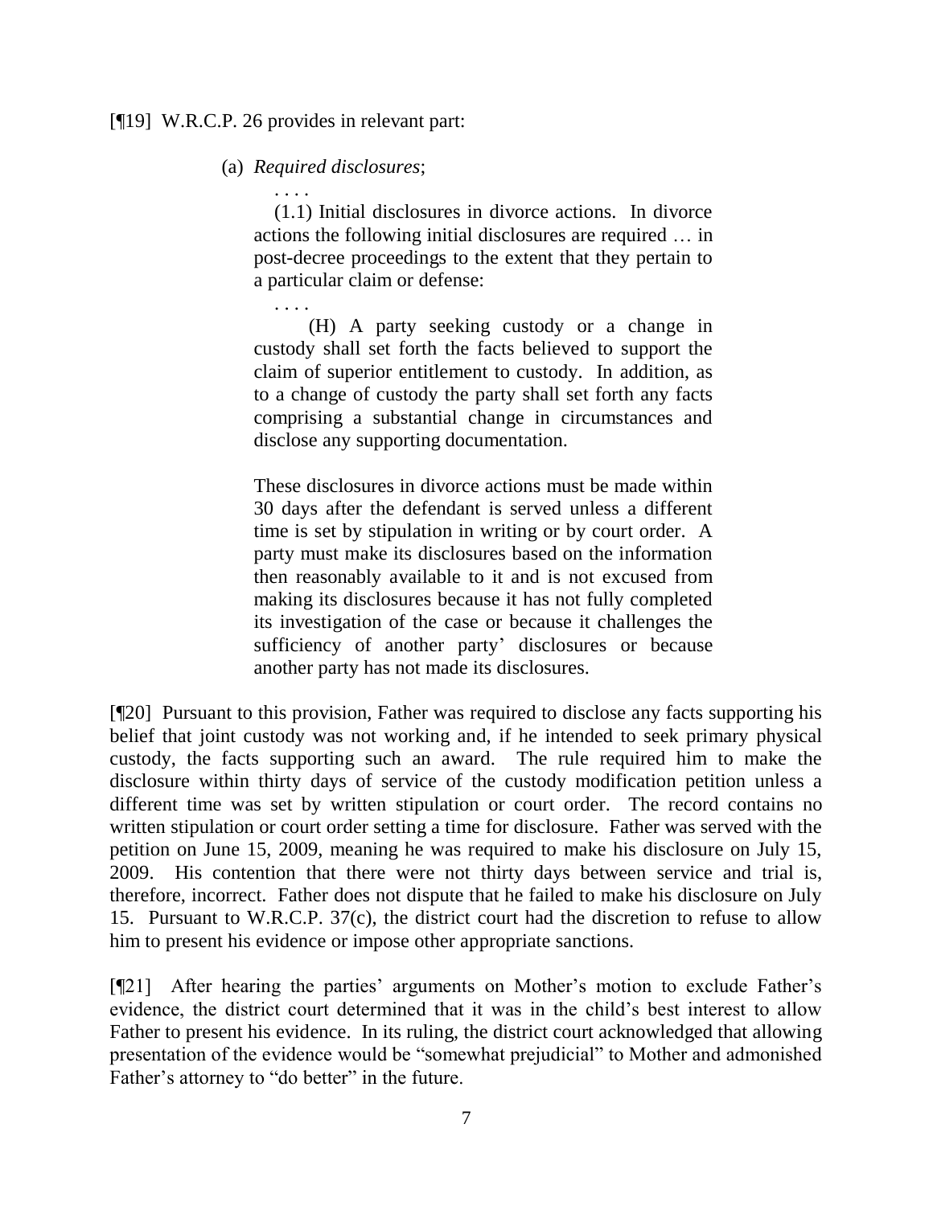[¶19] W.R.C.P. 26 provides in relevant part:

> (a) *Required disclosures*;
>
> . . . .
>
> (1.1) Initial disclosures in divorce actions. In divorce actions the following initial disclosures are required … in post-decree proceedings to the extent that they pertain to a particular claim or defense:
>
> . . . .
>
> (H) A party seeking custody or a change in custody shall set forth the facts believed to support the claim of superior entitlement to custody. In addition, as to a change of custody the party shall set forth any facts comprising a substantial change in circumstances and disclose any supporting documentation.
>
> These disclosures in divorce actions must be made within 30 days after the defendant is served unless a different time is set by stipulation in writing or by court order. A party must make its disclosures based on the information then reasonably available to it and is not excused from making its disclosures because it has not fully completed its investigation of the case or because it challenges the sufficiency of another party' disclosures or because another party has not made its disclosures.

[¶20] Pursuant to this provision, Father was required to disclose any facts supporting his belief that joint custody was not working and, if he intended to seek primary physical custody, the facts supporting such an award. The rule required him to make the disclosure within thirty days of service of the custody modification petition unless a different time was set by written stipulation or court order. The record contains no written stipulation or court order setting a time for disclosure. Father was served with the petition on June 15, 2009, meaning he was required to make his disclosure on July 15, 2009. His contention that there were not thirty days between service and trial is, therefore, incorrect. Father does not dispute that he failed to make his disclosure on July 15. Pursuant to W.R.C.P. 37(c), the district court had the discretion to refuse to allow him to present his evidence or impose other appropriate sanctions.

[¶21] After hearing the parties' arguments on Mother's motion to exclude Father's evidence, the district court determined that it was in the child's best interest to allow Father to present his evidence. In its ruling, the district court acknowledged that allowing presentation of the evidence would be "somewhat prejudicial" to Mother and admonished Father's attorney to "do better" in the future.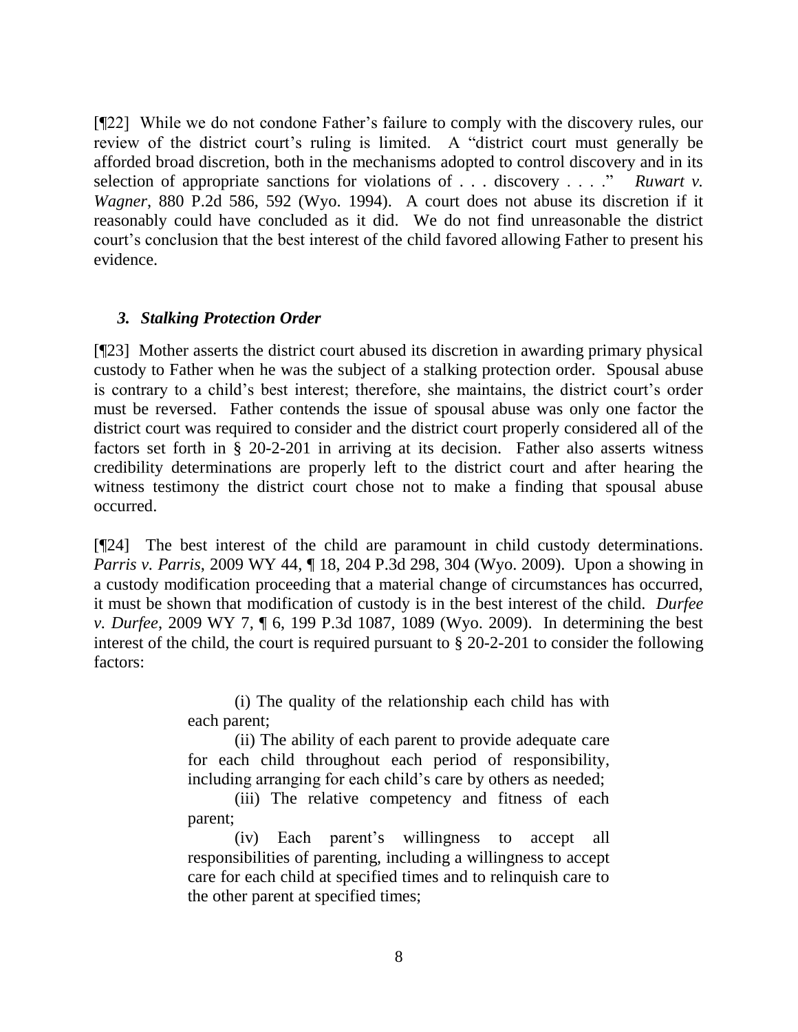[¶22] While we do not condone Father's failure to comply with the discovery rules, our review of the district court's ruling is limited. A "district court must generally be afforded broad discretion, both in the mechanisms adopted to control discovery and in its selection of appropriate sanctions for violations of . . . discovery . . . ." *Ruwart v. Wagner*, 880 P.2d 586, 592 (Wyo. 1994). A court does not abuse its discretion if it reasonably could have concluded as it did. We do not find unreasonable the district court's conclusion that the best interest of the child favored allowing Father to present his evidence.

### *3. Stalking Protection Order*

[¶23] Mother asserts the district court abused its discretion in awarding primary physical custody to Father when he was the subject of a stalking protection order. Spousal abuse is contrary to a child's best interest; therefore, she maintains, the district court's order must be reversed. Father contends the issue of spousal abuse was only one factor the district court was required to consider and the district court properly considered all of the factors set forth in § 20-2-201 in arriving at its decision. Father also asserts witness credibility determinations are properly left to the district court and after hearing the witness testimony the district court chose not to make a finding that spousal abuse occurred.

[¶24] The best interest of the child are paramount in child custody determinations. *Parris v. Parris*, 2009 WY 44, ¶ 18, 204 P.3d 298, 304 (Wyo. 2009). Upon a showing in a custody modification proceeding that a material change of circumstances has occurred, it must be shown that modification of custody is in the best interest of the child. *Durfee v. Durfee*, 2009 WY 7, ¶ 6, 199 P.3d 1087, 1089 (Wyo. 2009). In determining the best interest of the child, the court is required pursuant to § 20-2-201 to consider the following factors:

> (i) The quality of the relationship each child has with each parent;
>
> (ii) The ability of each parent to provide adequate care for each child throughout each period of responsibility, including arranging for each child's care by others as needed;
>
> (iii) The relative competency and fitness of each parent;
>
> (iv) Each parent's willingness to accept all responsibilities of parenting, including a willingness to accept care for each child at specified times and to relinquish care to the other parent at specified times;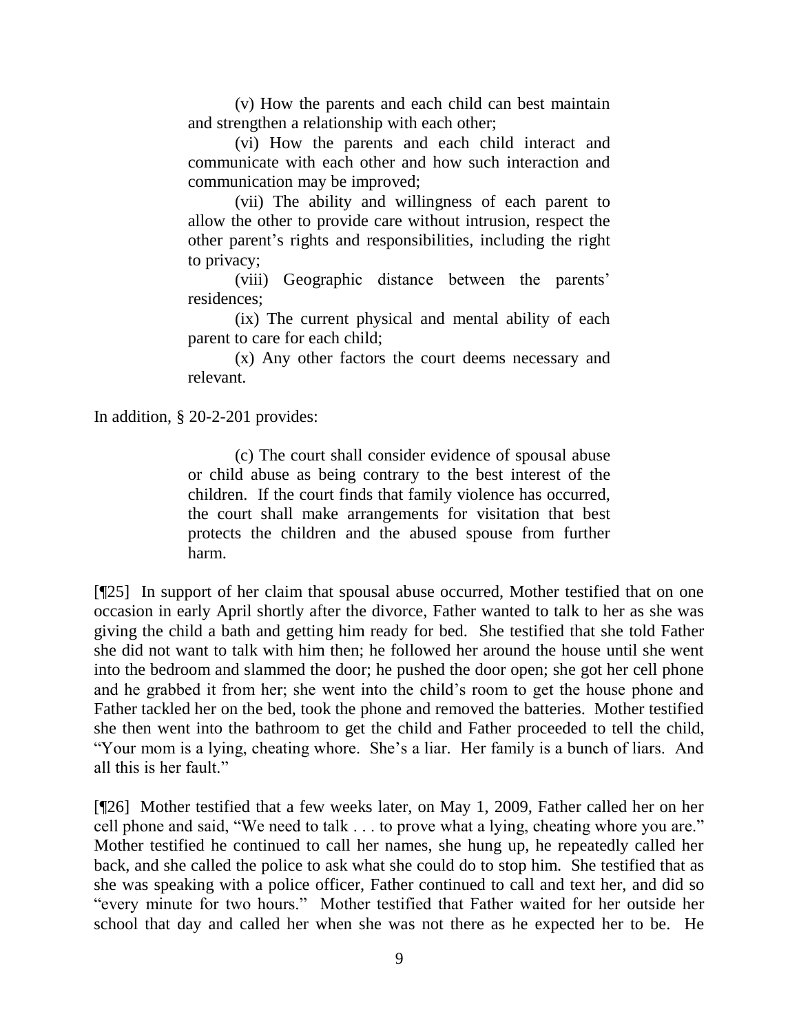> (v) How the parents and each child can best maintain and strengthen a relationship with each other;
>
> (vi) How the parents and each child interact and communicate with each other and how such interaction and communication may be improved;
>
> (vii) The ability and willingness of each parent to allow the other to provide care without intrusion, respect the other parent's rights and responsibilities, including the right to privacy;
>
> (viii) Geographic distance between the parents' residences;
>
> (ix) The current physical and mental ability of each parent to care for each child;
>
> (x) Any other factors the court deems necessary and relevant.

In addition, § 20-2-201 provides:

> (c) The court shall consider evidence of spousal abuse or child abuse as being contrary to the best interest of the children. If the court finds that family violence has occurred, the court shall make arrangements for visitation that best protects the children and the abused spouse from further harm.

[¶25] In support of her claim that spousal abuse occurred, Mother testified that on one occasion in early April shortly after the divorce, Father wanted to talk to her as she was giving the child a bath and getting him ready for bed. She testified that she told Father she did not want to talk with him then; he followed her around the house until she went into the bedroom and slammed the door; he pushed the door open; she got her cell phone and he grabbed it from her; she went into the child's room to get the house phone and Father tackled her on the bed, took the phone and removed the batteries. Mother testified she then went into the bathroom to get the child and Father proceeded to tell the child, "Your mom is a lying, cheating whore. She's a liar. Her family is a bunch of liars. And all this is her fault."

[¶26] Mother testified that a few weeks later, on May 1, 2009, Father called her on her cell phone and said, "We need to talk . . . to prove what a lying, cheating whore you are." Mother testified he continued to call her names, she hung up, he repeatedly called her back, and she called the police to ask what she could do to stop him. She testified that as she was speaking with a police officer, Father continued to call and text her, and did so "every minute for two hours." Mother testified that Father waited for her outside her school that day and called her when she was not there as he expected her to be. He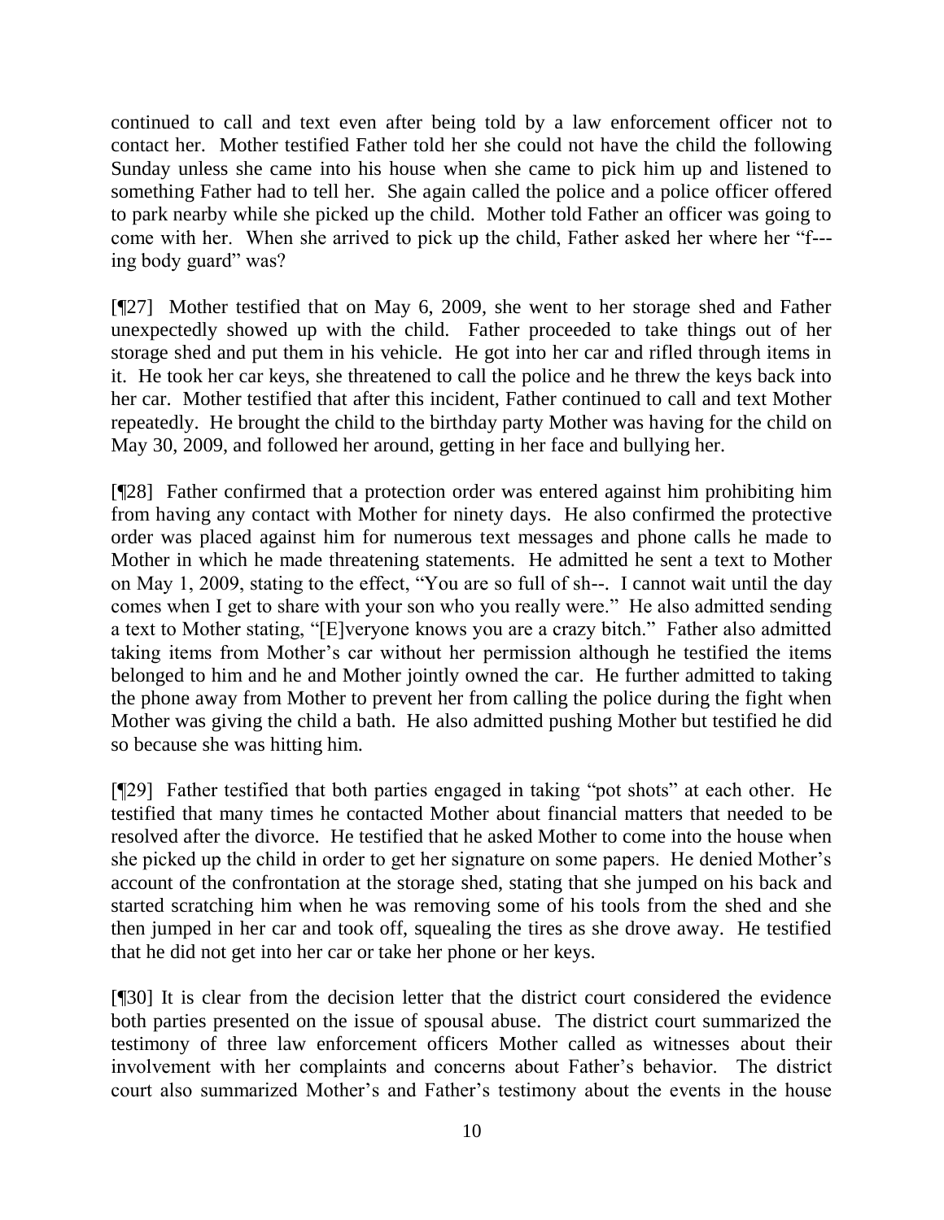continued to call and text even after being told by a law enforcement officer not to contact her. Mother testified Father told her she could not have the child the following Sunday unless she came into his house when she came to pick him up and listened to something Father had to tell her. She again called the police and a police officer offered to park nearby while she picked up the child. Mother told Father an officer was going to come with her. When she arrived to pick up the child, Father asked her where her "f---ing body guard" was?

[¶27] Mother testified that on May 6, 2009, she went to her storage shed and Father unexpectedly showed up with the child. Father proceeded to take things out of her storage shed and put them in his vehicle. He got into her car and rifled through items in it. He took her car keys, she threatened to call the police and he threw the keys back into her car. Mother testified that after this incident, Father continued to call and text Mother repeatedly. He brought the child to the birthday party Mother was having for the child on May 30, 2009, and followed her around, getting in her face and bullying her.

[¶28] Father confirmed that a protection order was entered against him prohibiting him from having any contact with Mother for ninety days. He also confirmed the protective order was placed against him for numerous text messages and phone calls he made to Mother in which he made threatening statements. He admitted he sent a text to Mother on May 1, 2009, stating to the effect, "You are so full of sh--. I cannot wait until the day comes when I get to share with your son who you really were." He also admitted sending a text to Mother stating, "[E]veryone knows you are a crazy bitch." Father also admitted taking items from Mother's car without her permission although he testified the items belonged to him and he and Mother jointly owned the car. He further admitted to taking the phone away from Mother to prevent her from calling the police during the fight when Mother was giving the child a bath. He also admitted pushing Mother but testified he did so because she was hitting him.

[¶29] Father testified that both parties engaged in taking "pot shots" at each other. He testified that many times he contacted Mother about financial matters that needed to be resolved after the divorce. He testified that he asked Mother to come into the house when she picked up the child in order to get her signature on some papers. He denied Mother's account of the confrontation at the storage shed, stating that she jumped on his back and started scratching him when he was removing some of his tools from the shed and she then jumped in her car and took off, squealing the tires as she drove away. He testified that he did not get into her car or take her phone or her keys.

[¶30] It is clear from the decision letter that the district court considered the evidence both parties presented on the issue of spousal abuse. The district court summarized the testimony of three law enforcement officers Mother called as witnesses about their involvement with her complaints and concerns about Father's behavior. The district court also summarized Mother's and Father's testimony about the events in the house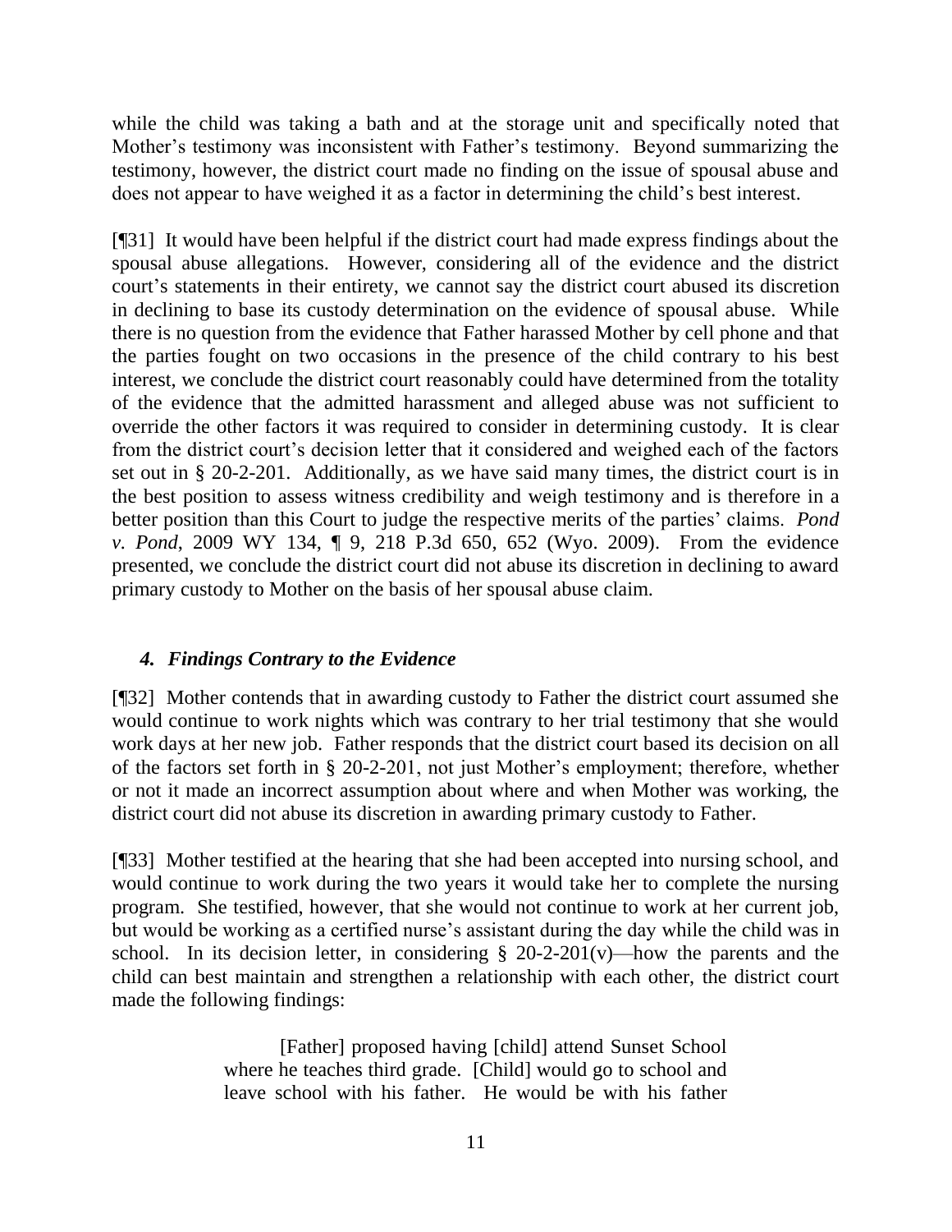while the child was taking a bath and at the storage unit and specifically noted that Mother's testimony was inconsistent with Father's testimony. Beyond summarizing the testimony, however, the district court made no finding on the issue of spousal abuse and does not appear to have weighed it as a factor in determining the child's best interest.

[¶31] It would have been helpful if the district court had made express findings about the spousal abuse allegations. However, considering all of the evidence and the district court's statements in their entirety, we cannot say the district court abused its discretion in declining to base its custody determination on the evidence of spousal abuse. While there is no question from the evidence that Father harassed Mother by cell phone and that the parties fought on two occasions in the presence of the child contrary to his best interest, we conclude the district court reasonably could have determined from the totality of the evidence that the admitted harassment and alleged abuse was not sufficient to override the other factors it was required to consider in determining custody. It is clear from the district court's decision letter that it considered and weighed each of the factors set out in § 20-2-201. Additionally, as we have said many times, the district court is in the best position to assess witness credibility and weigh testimony and is therefore in a better position than this Court to judge the respective merits of the parties' claims. *Pond v. Pond*, 2009 WY 134, ¶ 9, 218 P.3d 650, 652 (Wyo. 2009). From the evidence presented, we conclude the district court did not abuse its discretion in declining to award primary custody to Mother on the basis of her spousal abuse claim.

### *4. Findings Contrary to the Evidence*

[¶32] Mother contends that in awarding custody to Father the district court assumed she would continue to work nights which was contrary to her trial testimony that she would work days at her new job. Father responds that the district court based its decision on all of the factors set forth in § 20-2-201, not just Mother's employment; therefore, whether or not it made an incorrect assumption about where and when Mother was working, the district court did not abuse its discretion in awarding primary custody to Father.

[¶33] Mother testified at the hearing that she had been accepted into nursing school, and would continue to work during the two years it would take her to complete the nursing program. She testified, however, that she would not continue to work at her current job, but would be working as a certified nurse's assistant during the day while the child was in school. In its decision letter, in considering § 20-2-201(v)—how the parents and the child can best maintain and strengthen a relationship with each other, the district court made the following findings:

> [Father] proposed having [child] attend Sunset School where he teaches third grade. [Child] would go to school and leave school with his father. He would be with his father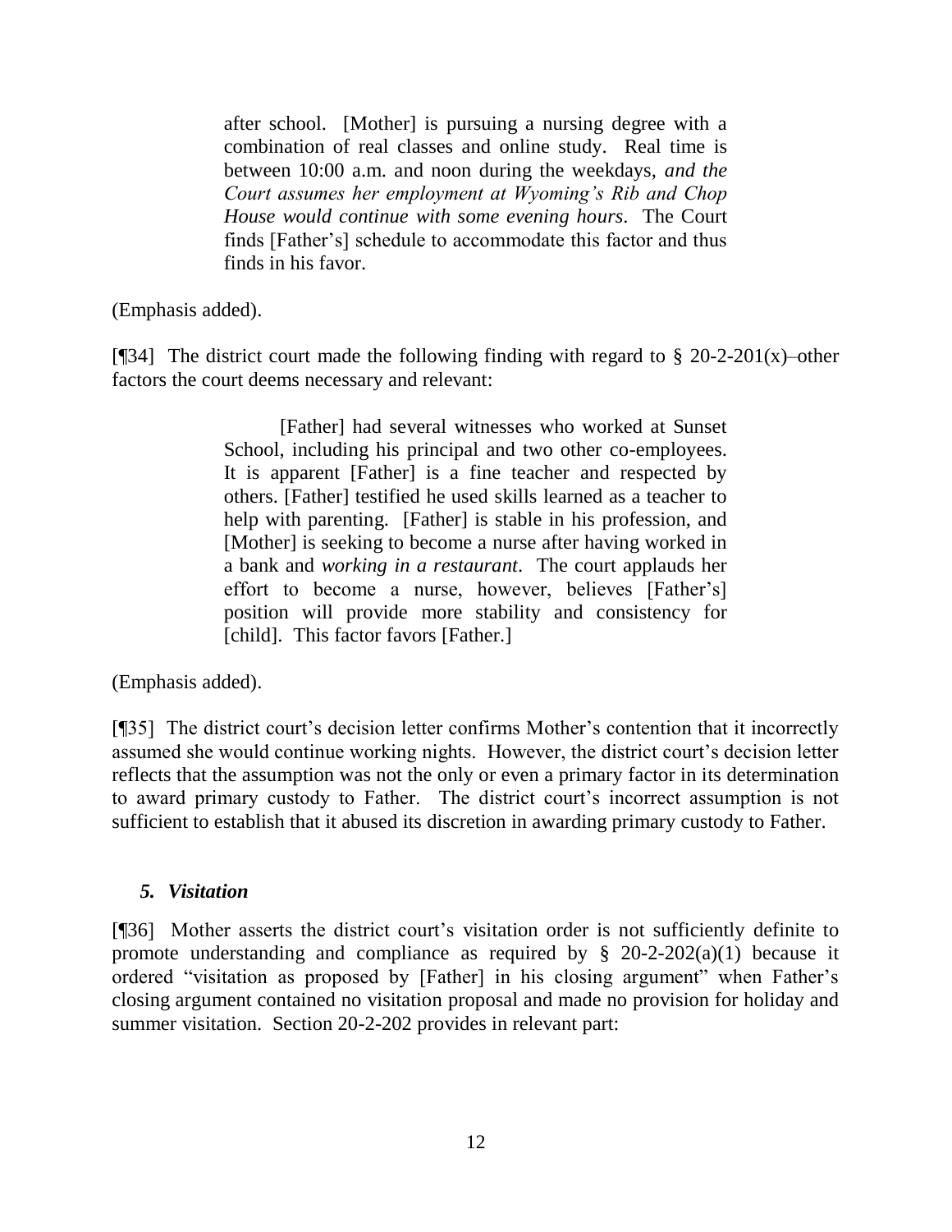> after school. [Mother] is pursuing a nursing degree with a combination of real classes and online study. Real time is between 10:00 a.m. and noon during the weekdays, *and the Court assumes her employment at Wyoming's Rib and Chop House would continue with some evening hours*. The Court finds [Father's] schedule to accommodate this factor and thus finds in his favor.

(Emphasis added).

[¶34] The district court made the following finding with regard to § 20-2-201(x)–other factors the court deems necessary and relevant:

> [Father] had several witnesses who worked at Sunset School, including his principal and two other co-employees. It is apparent [Father] is a fine teacher and respected by others. [Father] testified he used skills learned as a teacher to help with parenting. [Father] is stable in his profession, and [Mother] is seeking to become a nurse after having worked in a bank and *working in a restaurant*. The court applauds her effort to become a nurse, however, believes [Father's] position will provide more stability and consistency for [child]. This factor favors [Father.]

(Emphasis added).

[¶35] The district court's decision letter confirms Mother's contention that it incorrectly assumed she would continue working nights. However, the district court's decision letter reflects that the assumption was not the only or even a primary factor in its determination to award primary custody to Father. The district court's incorrect assumption is not sufficient to establish that it abused its discretion in awarding primary custody to Father.

### *5. Visitation*

[¶36] Mother asserts the district court's visitation order is not sufficiently definite to promote understanding and compliance as required by § 20-2-202(a)(1) because it ordered "visitation as proposed by [Father] in his closing argument" when Father's closing argument contained no visitation proposal and made no provision for holiday and summer visitation. Section 20-2-202 provides in relevant part: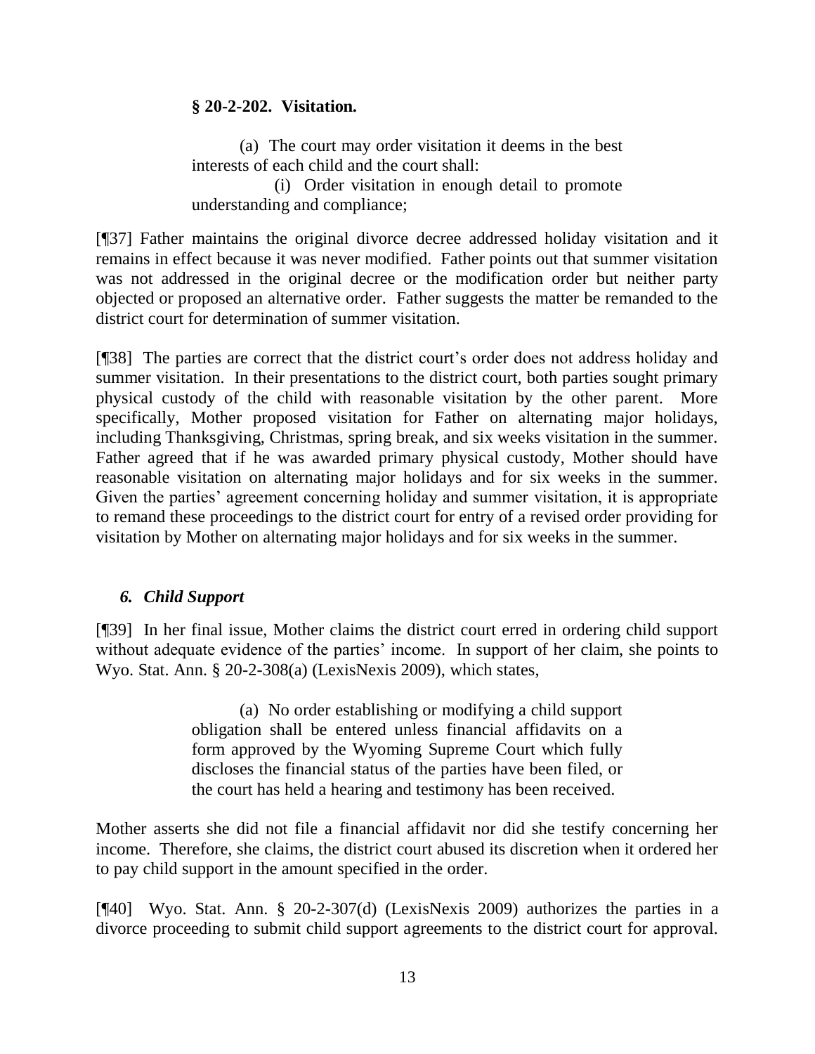**§ 20-2-202. Visitation.**

> (a) The court may order visitation it deems in the best interests of each child and the court shall:
>
> (i) Order visitation in enough detail to promote understanding and compliance;

[¶37] Father maintains the original divorce decree addressed holiday visitation and it remains in effect because it was never modified. Father points out that summer visitation was not addressed in the original decree or the modification order but neither party objected or proposed an alternative order. Father suggests the matter be remanded to the district court for determination of summer visitation.

[¶38] The parties are correct that the district court's order does not address holiday and summer visitation. In their presentations to the district court, both parties sought primary physical custody of the child with reasonable visitation by the other parent. More specifically, Mother proposed visitation for Father on alternating major holidays, including Thanksgiving, Christmas, spring break, and six weeks visitation in the summer. Father agreed that if he was awarded primary physical custody, Mother should have reasonable visitation on alternating major holidays and for six weeks in the summer. Given the parties' agreement concerning holiday and summer visitation, it is appropriate to remand these proceedings to the district court for entry of a revised order providing for visitation by Mother on alternating major holidays and for six weeks in the summer.

### *6. Child Support*

[¶39] In her final issue, Mother claims the district court erred in ordering child support without adequate evidence of the parties' income. In support of her claim, she points to Wyo. Stat. Ann. § 20-2-308(a) (LexisNexis 2009), which states,

> (a) No order establishing or modifying a child support obligation shall be entered unless financial affidavits on a form approved by the Wyoming Supreme Court which fully discloses the financial status of the parties have been filed, or the court has held a hearing and testimony has been received.

Mother asserts she did not file a financial affidavit nor did she testify concerning her income. Therefore, she claims, the district court abused its discretion when it ordered her to pay child support in the amount specified in the order.

[¶40] Wyo. Stat. Ann. § 20-2-307(d) (LexisNexis 2009) authorizes the parties in a divorce proceeding to submit child support agreements to the district court for approval.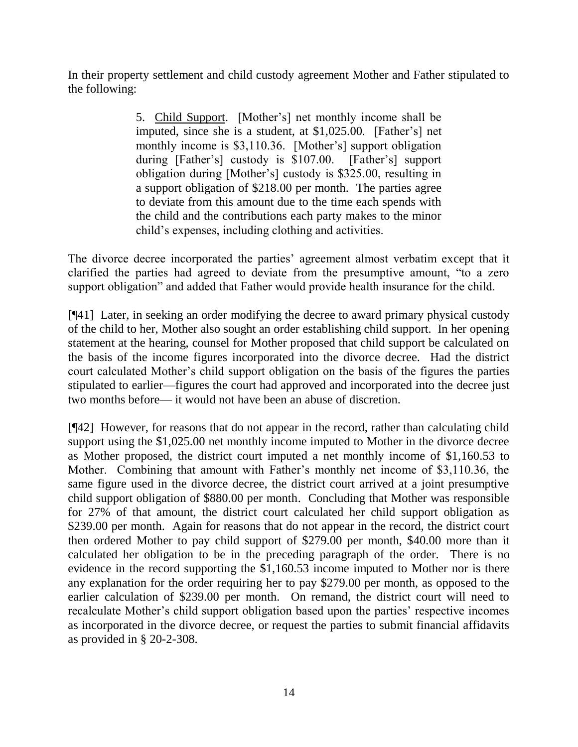In their property settlement and child custody agreement Mother and Father stipulated to the following:

> 5. Child Support. [Mother's] net monthly income shall be imputed, since she is a student, at $1,025.00. [Father's] net monthly income is $3,110.36. [Mother's] support obligation during [Father's] custody is $107.00. [Father's] support obligation during [Mother's] custody is $325.00, resulting in a support obligation of $218.00 per month. The parties agree to deviate from this amount due to the time each spends with the child and the contributions each party makes to the minor child's expenses, including clothing and activities.

The divorce decree incorporated the parties' agreement almost verbatim except that it clarified the parties had agreed to deviate from the presumptive amount, "to a zero support obligation" and added that Father would provide health insurance for the child.

[¶41] Later, in seeking an order modifying the decree to award primary physical custody of the child to her, Mother also sought an order establishing child support. In her opening statement at the hearing, counsel for Mother proposed that child support be calculated on the basis of the income figures incorporated into the divorce decree. Had the district court calculated Mother's child support obligation on the basis of the figures the parties stipulated to earlier—figures the court had approved and incorporated into the decree just two months before— it would not have been an abuse of discretion.

[¶42] However, for reasons that do not appear in the record, rather than calculating child support using the $1,025.00 net monthly income imputed to Mother in the divorce decree as Mother proposed, the district court imputed a net monthly income of $1,160.53 to Mother. Combining that amount with Father's monthly net income of $3,110.36, the same figure used in the divorce decree, the district court arrived at a joint presumptive child support obligation of $880.00 per month. Concluding that Mother was responsible for 27% of that amount, the district court calculated her child support obligation as $239.00 per month. Again for reasons that do not appear in the record, the district court then ordered Mother to pay child support of $279.00 per month, $40.00 more than it calculated her obligation to be in the preceding paragraph of the order. There is no evidence in the record supporting the $1,160.53 income imputed to Mother nor is there any explanation for the order requiring her to pay $279.00 per month, as opposed to the earlier calculation of $239.00 per month. On remand, the district court will need to recalculate Mother's child support obligation based upon the parties' respective incomes as incorporated in the divorce decree, or request the parties to submit financial affidavits as provided in § 20-2-308.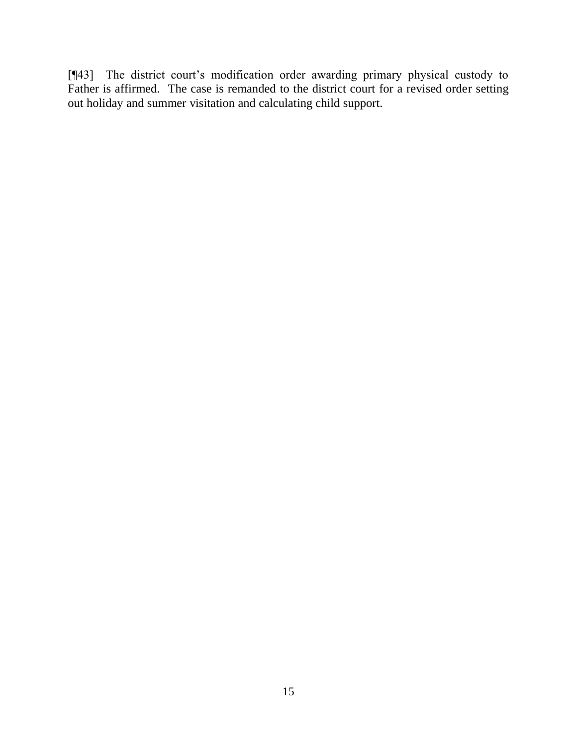[¶43] The district court's modification order awarding primary physical custody to Father is affirmed. The case is remanded to the district court for a revised order setting out holiday and summer visitation and calculating child support.